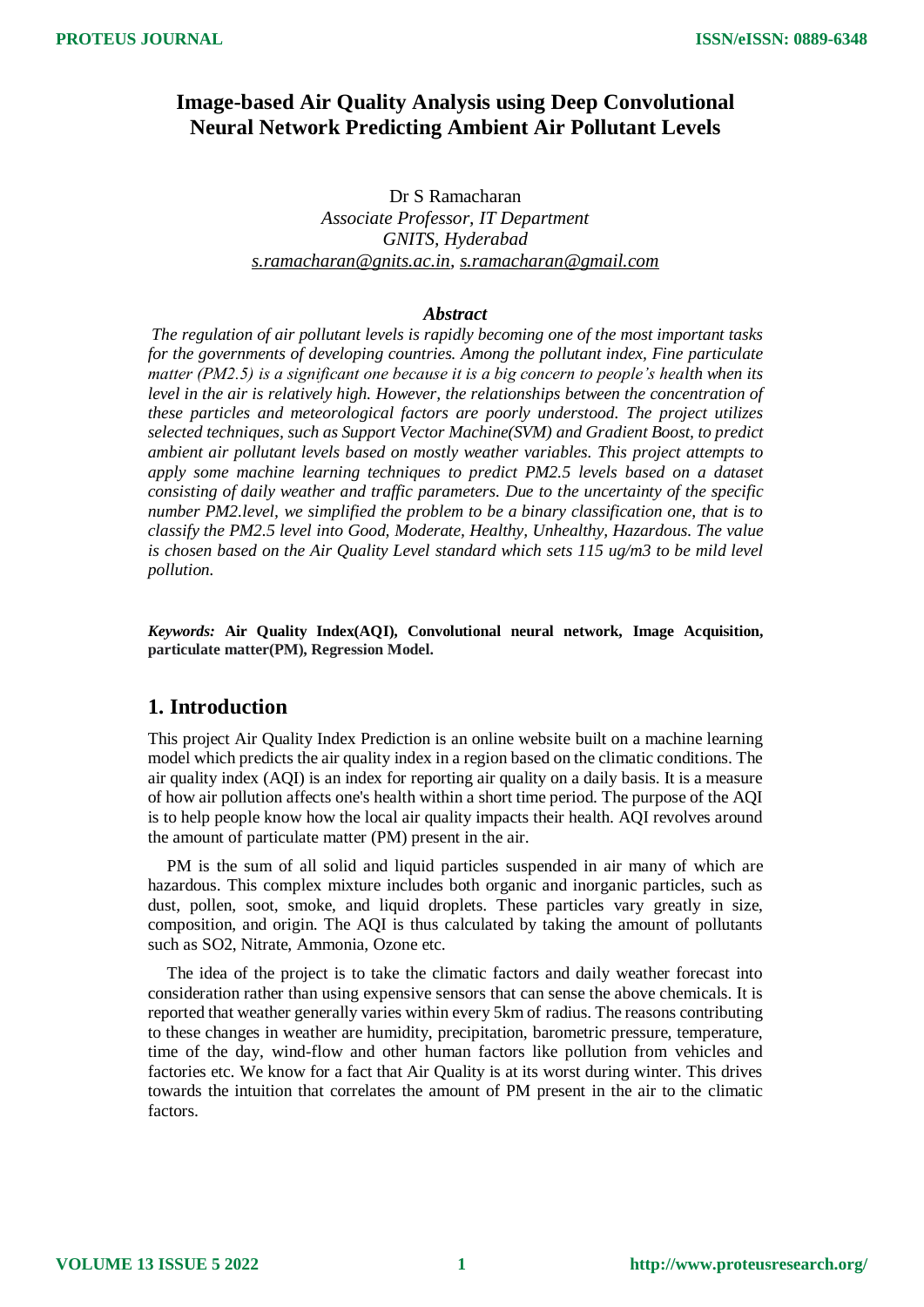# Image-based Air Quality Analysis using Deep Convolutional Neural Network Predicting Ambient Air Pollutant Levels

Dr S Ramacharan

*Associate Professor, IT Department*

*GNITS, Hyderabad*

*s.ramacharan@gnits.ac.in, s.ramacharan@gmail.com*

### *Abstract*

*The regulation of air pollutant levels is rapidly becoming one of the most important tasks for the governments of developing countries. Among the pollutant index, Fine particulate matter (PM2.5) is a significant one because it is a big concern to people's health when its level in the air is relatively high. However, the relationships between the concentration of these particles and meteorological factors are poorly understood. The project utilizes selected techniques, such as Support Vector Machine(SVM) and Gradient Boost, to predict ambient air pollutant levels based on mostly weather variables. This project attempts to apply some machine learning techniques to predict PM2.5 levels based on a dataset consisting of daily weather and traffic parameters. Due to the uncertainty of the specific number PM2.level, we simplified the problem to be a binary classification one, that is to classify the PM2.5 level into Good, Moderate, Healthy, Unhealthy, Hazardous. The value is chosen based on the Air Quality Level standard which sets 115 ug/m3 to be mild level pollution.*

***Keywords:*** **Air Quality Index(AQI), Convolutional neural network, Image Acquisition, particulate matter(PM), Regression Model.**

## 1. Introduction

This project Air Quality Index Prediction is an online website built on a machine learning model which predicts the air quality index in a region based on the climatic conditions. The air quality index (AQI) is an index for reporting air quality on a daily basis. It is a measure of how air pollution affects one's health within a short time period. The purpose of the AQI is to help people know how the local air quality impacts their health. AQI revolves around the amount of particulate matter (PM) present in the air.

PM is the sum of all solid and liquid particles suspended in air many of which are hazardous. This complex mixture includes both organic and inorganic particles, such as dust, pollen, soot, smoke, and liquid droplets. These particles vary greatly in size, composition, and origin. The AQI is thus calculated by taking the amount of pollutants such as $SO_2$, Nitrate, Ammonia, Ozone etc.

The idea of the project is to take the climatic factors and daily weather forecast into consideration rather than using expensive sensors that can sense the above chemicals. It is reported that weather generally varies within every 5km of radius. The reasons contributing to these changes in weather are humidity, precipitation, barometric pressure, temperature, time of the day, wind-flow and other human factors like pollution from vehicles and factories etc. We know for a fact that Air Quality is at its worst during winter. This drives towards the intuition that correlates the amount of PM present in the air to the climatic factors.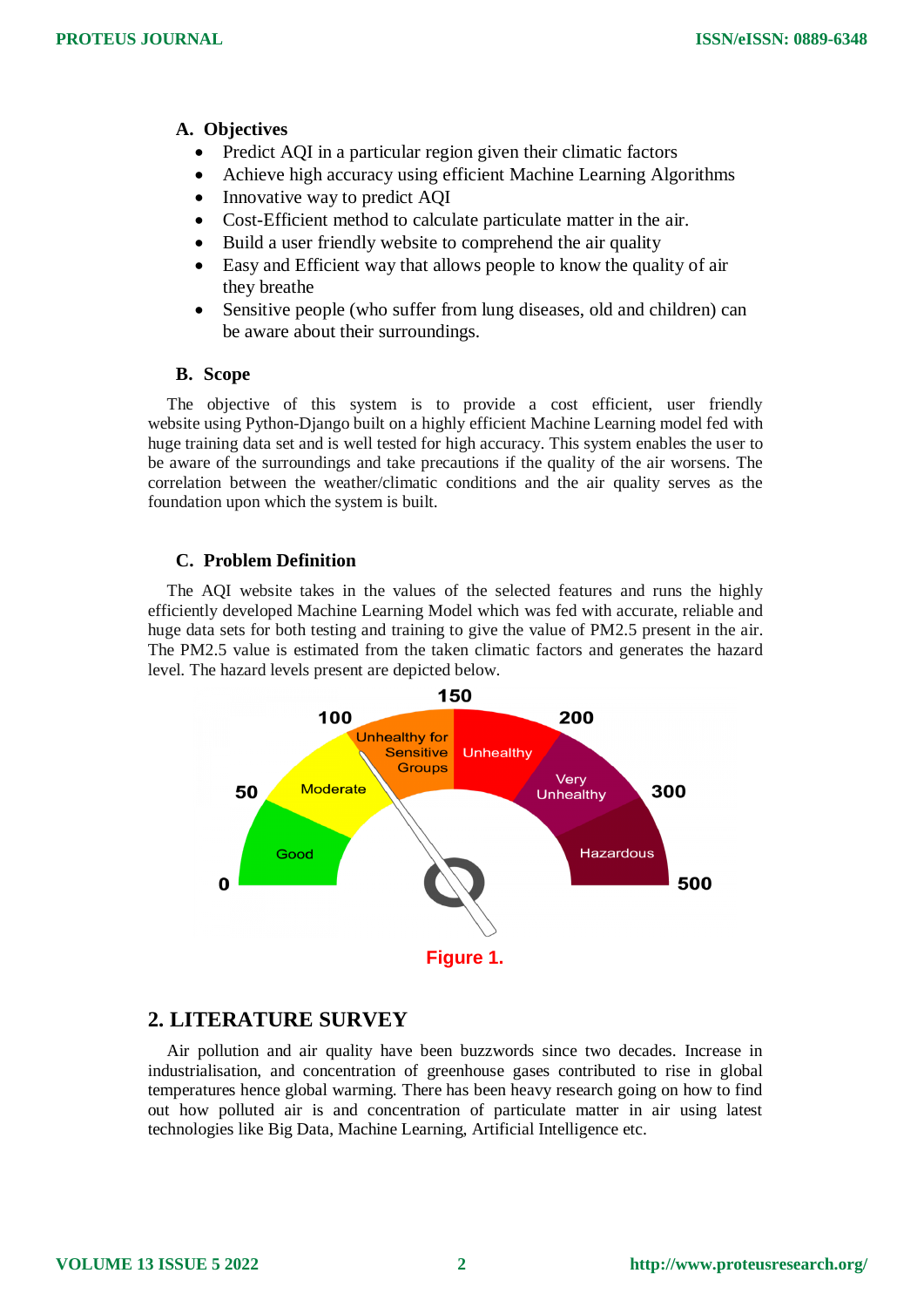### A. Objectives

- Predict AQI in a particular region given their climatic factors
- Achieve high accuracy using efficient Machine Learning Algorithms
- Innovative way to predict AQI
- Cost-Efficient method to calculate particulate matter in the air.
- Build a user friendly website to comprehend the air quality
- Easy and Efficient way that allows people to know the quality of air they breathe
- Sensitive people (who suffer from lung diseases, old and children) can be aware about their surroundings.

### B. Scope

The objective of this system is to provide a cost efficient, user friendly website using Python-Django built on a highly efficient Machine Learning model fed with huge training data set and is well tested for high accuracy. This system enables the user to be aware of the surroundings and take precautions if the quality of the air worsens. The correlation between the weather/climatic conditions and the air quality serves as the foundation upon which the system is built.

### C. Problem Definition

The AQI website takes in the values of the selected features and runs the highly efficiently developed Machine Learning Model which was fed with accurate, reliable and huge data sets for both testing and training to give the value of PM2.5 present in the air. The PM2.5 value is estimated from the taken climatic factors and generates the hazard level. The hazard levels present are depicted below.

Figure 1.

## 2. LITERATURE SURVEY

Air pollution and air quality have been buzzwords since two decades. Increase in industrialisation, and concentration of greenhouse gases contributed to rise in global temperatures hence global warming. There has been heavy research going on how to find out how polluted air is and concentration of particulate matter in air using latest technologies like Big Data, Machine Learning, Artificial Intelligence etc.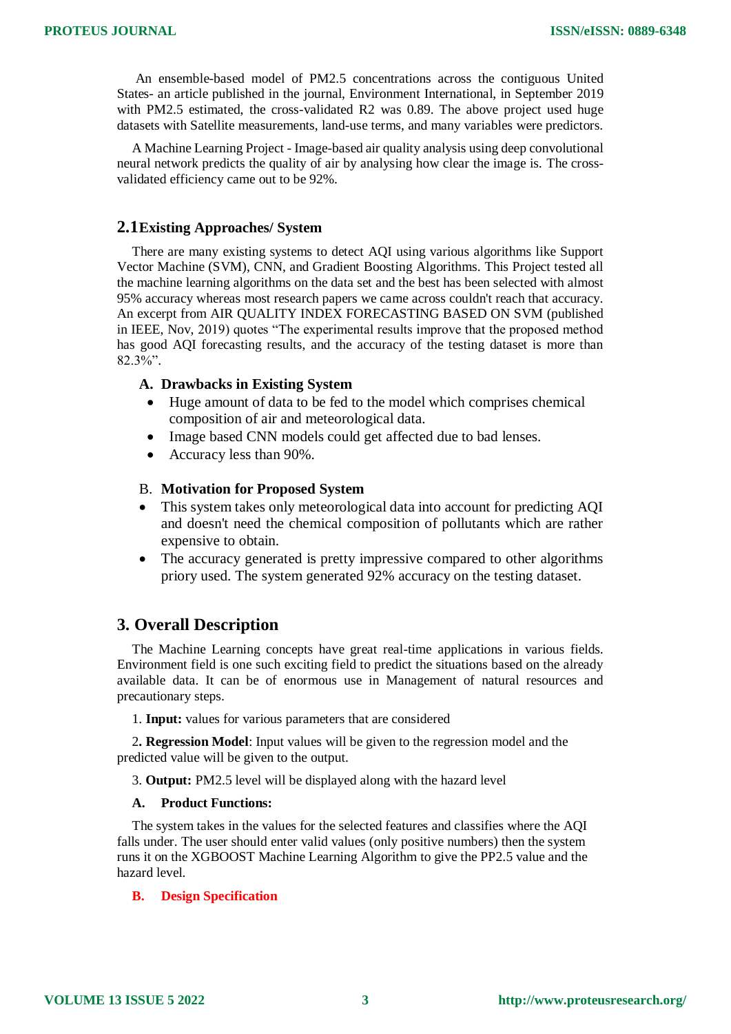An ensemble-based model of PM2.5 concentrations across the contiguous United States- an article published in the journal, Environment International, in September 2019 with PM2.5 estimated, the cross-validated R2 was 0.89. The above project used huge datasets with Satellite measurements, land-use terms, and many variables were predictors.

A Machine Learning Project - Image-based air quality analysis using deep convolutional neural network predicts the quality of air by analysing how clear the image is. The cross-validated efficiency came out to be 92%.

## 2.1 Existing Approaches/ System

There are many existing systems to detect AQI using various algorithms like Support Vector Machine (SVM), CNN, and Gradient Boosting Algorithms. This Project tested all the machine learning algorithms on the data set and the best has been selected with almost 95% accuracy whereas most research papers we came across couldn't reach that accuracy. An excerpt from AIR QUALITY INDEX FORECASTING BASED ON SVM (published in IEEE, Nov, 2019) quotes "The experimental results improve that the proposed method has good AQI forecasting results, and the accuracy of the testing dataset is more than 82.3%".

### A. Drawbacks in Existing System

- Huge amount of data to be fed to the model which comprises chemical composition of air and meteorological data.
- Image based CNN models could get affected due to bad lenses.
- Accuracy less than 90%.

### B. Motivation for Proposed System

- This system takes only meteorological data into account for predicting AQI and doesn't need the chemical composition of pollutants which are rather expensive to obtain.
- The accuracy generated is pretty impressive compared to other algorithms priory used. The system generated 92% accuracy on the testing dataset.

## 3. Overall Description

The Machine Learning concepts have great real-time applications in various fields. Environment field is one such exciting field to predict the situations based on the already available data. It can be of enormous use in Management of natural resources and precautionary steps.

1. **Input:** values for various parameters that are considered

2. **Regression Model**: Input values will be given to the regression model and the predicted value will be given to the output.

3. **Output:** PM2.5 level will be displayed along with the hazard level

### A. Product Functions:

The system takes in the values for the selected features and classifies where the AQI falls under. The user should enter valid values (only positive numbers) then the system runs it on the XGBOOST Machine Learning Algorithm to give the PP2.5 value and the hazard level.

### B. Design Specification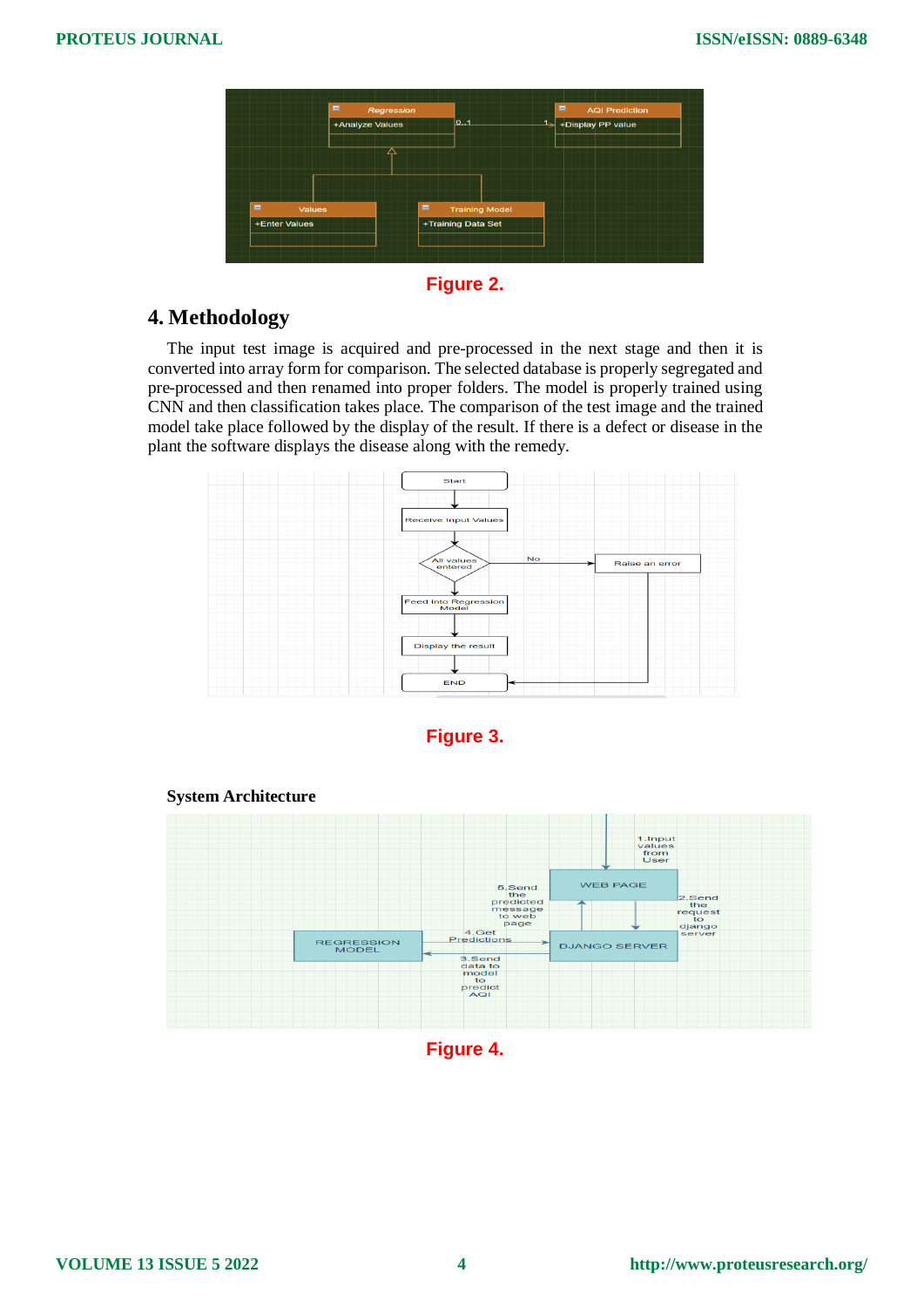Figure 2.

## 4. Methodology

The input test image is acquired and pre-processed in the next stage and then it is converted into array form for comparison. The selected database is properly segregated and pre-processed and then renamed into proper folders. The model is properly trained using CNN and then classification takes place. The comparison of the test image and the trained model take place followed by the display of the result. If there is a defect or disease in the plant the software displays the disease along with the remedy.

Figure 3.

**System Architecture**

Figure 4.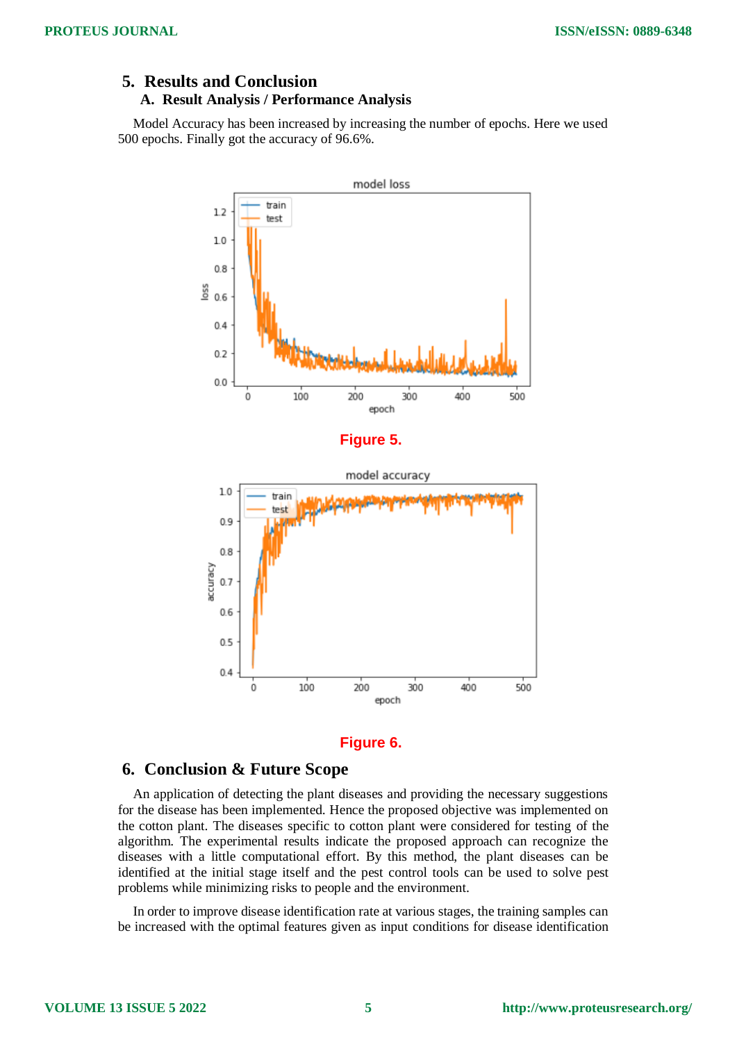## 5. Results and Conclusion

### A. Result Analysis / Performance Analysis

Model Accuracy has been increased by increasing the number of epochs. Here we used 500 epochs. Finally got the accuracy of 96.6%.

**Figure 5.**

**Figure 6.**

## 6. Conclusion & Future Scope

An application of detecting the plant diseases and providing the necessary suggestions for the disease has been implemented. Hence the proposed objective was implemented on the cotton plant. The diseases specific to cotton plant were considered for testing of the algorithm. The experimental results indicate the proposed approach can recognize the diseases with a little computational effort. By this method, the plant diseases can be identified at the initial stage itself and the pest control tools can be used to solve pest problems while minimizing risks to people and the environment.

In order to improve disease identification rate at various stages, the training samples can be increased with the optimal features given as input conditions for disease identification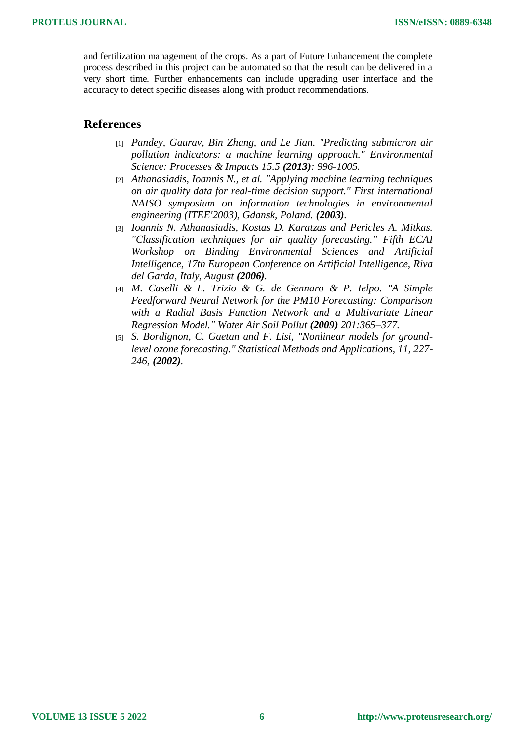and fertilization management of the crops. As a part of Future Enhancement the complete process described in this project can be automated so that the result can be delivered in a very short time. Further enhancements can include upgrading user interface and the accuracy to detect specific diseases along with product recommendations.

## References

[1] *Pandey, Gaurav, Bin Zhang, and Le Jian. "Predicting submicron air pollution indicators: a machine learning approach." Environmental Science: Processes & Impacts 15.5* ***(2013)****: 996-1005.*

[2] *Athanasiadis, Ioannis N., et al. "Applying machine learning techniques on air quality data for real-time decision support." First international NAISO symposium on information technologies in environmental engineering (ITEE'2003), Gdansk, Poland.* ***(2003)****.*

[3] *Ioannis N. Athanasiadis, Kostas D. Karatzas and Pericles A. Mitkas. "Classification techniques for air quality forecasting." Fifth ECAI Workshop on Binding Environmental Sciences and Artificial Intelligence, 17th European Conference on Artificial Intelligence, Riva del Garda, Italy, August* ***(2006)****.*

[4] *M. Caselli & L. Trizio & G. de Gennaro & P. Ielpo. "A Simple Feedforward Neural Network for the PM10 Forecasting: Comparison with a Radial Basis Function Network and a Multivariate Linear Regression Model." Water Air Soil Pollut* ***(2009)*** *201:365–377.*

[5] *S. Bordignon, C. Gaetan and F. Lisi, "Nonlinear models for ground-level ozone forecasting." Statistical Methods and Applications, 11, 227-246,* ***(2002)****.*